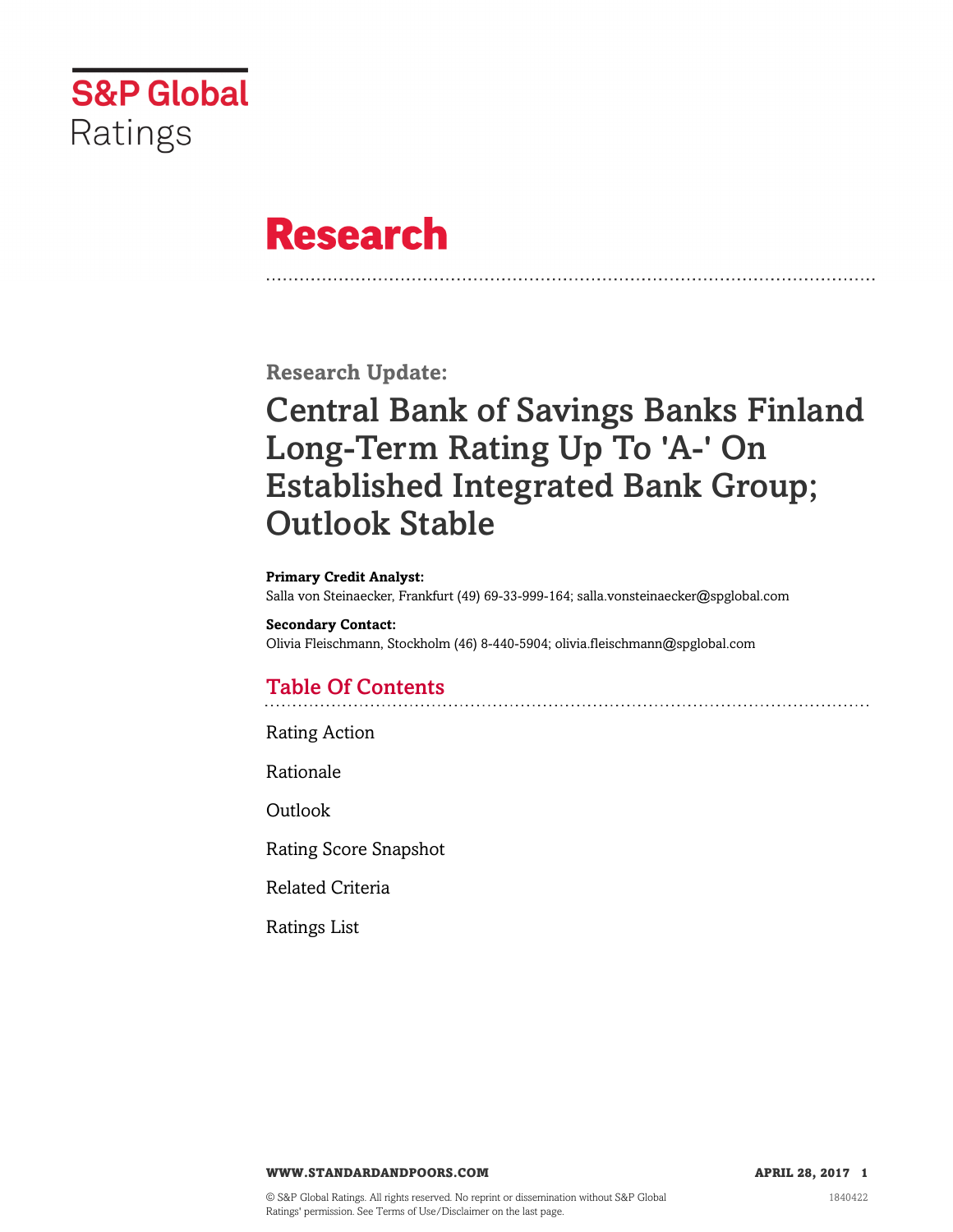S&P Global
Ratings

# Research

## Research Update:

# Central Bank of Savings Banks Finland Long-Term Rating Up To 'A-' On Established Integrated Bank Group; Outlook Stable

**Primary Credit Analyst:**
Salla von Steinaecker, Frankfurt (49) 69-33-999-164; salla.vonsteinaecker@spglobal.com

**Secondary Contact:**
Olivia Fleischmann, Stockholm (46) 8-440-5904; olivia.fleischmann@spglobal.com

## Table Of Contents

Rating Action

Rationale

Outlook

Rating Score Snapshot

Related Criteria

Ratings List

© S&P Global Ratings. All rights reserved. No reprint or dissemination without S&P Global Ratings' permission. See Terms of Use/Disclaimer on the last page.

1840422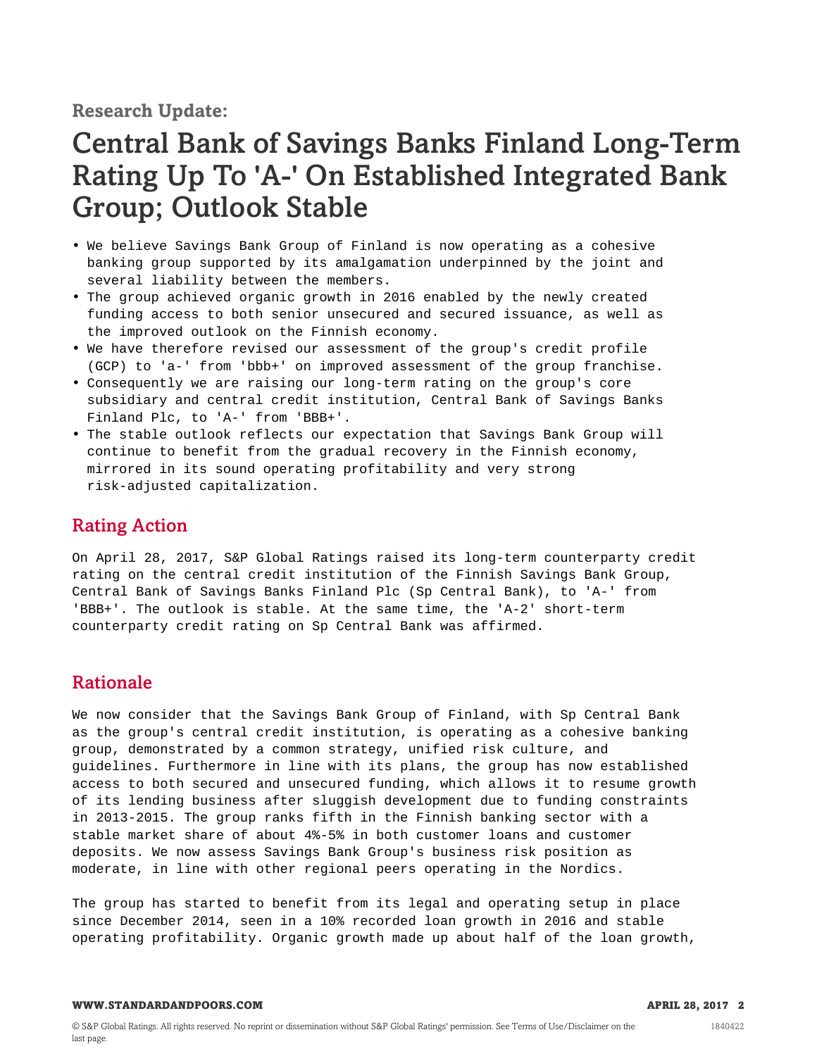Research Update:

# Central Bank of Savings Banks Finland Long-Term Rating Up To 'A-' On Established Integrated Bank Group; Outlook Stable

- We believe Savings Bank Group of Finland is now operating as a cohesive banking group supported by its amalgamation underpinned by the joint and several liability between the members.
- The group achieved organic growth in 2016 enabled by the newly created funding access to both senior unsecured and secured issuance, as well as the improved outlook on the Finnish economy.
- We have therefore revised our assessment of the group's credit profile (GCP) to 'a-' from 'bbb+' on improved assessment of the group franchise.
- Consequently we are raising our long-term rating on the group's core subsidiary and central credit institution, Central Bank of Savings Banks Finland Plc, to 'A-' from 'BBB+'.
- The stable outlook reflects our expectation that Savings Bank Group will continue to benefit from the gradual recovery in the Finnish economy, mirrored in its sound operating profitability and very strong risk-adjusted capitalization.

## Rating Action

On April 28, 2017, S&P Global Ratings raised its long-term counterparty credit rating on the central credit institution of the Finnish Savings Bank Group, Central Bank of Savings Banks Finland Plc (Sp Central Bank), to 'A-' from 'BBB+'. The outlook is stable. At the same time, the 'A-2' short-term counterparty credit rating on Sp Central Bank was affirmed.

## Rationale

We now consider that the Savings Bank Group of Finland, with Sp Central Bank as the group's central credit institution, is operating as a cohesive banking group, demonstrated by a common strategy, unified risk culture, and guidelines. Furthermore in line with its plans, the group has now established access to both secured and unsecured funding, which allows it to resume growth of its lending business after sluggish development due to funding constraints in 2013-2015. The group ranks fifth in the Finnish banking sector with a stable market share of about 4%-5% in both customer loans and customer deposits. We now assess Savings Bank Group's business risk position as moderate, in line with other regional peers operating in the Nordics.

The group has started to benefit from its legal and operating setup in place since December 2014, seen in a 10% recorded loan growth in 2016 and stable operating profitability. Organic growth made up about half of the loan growth,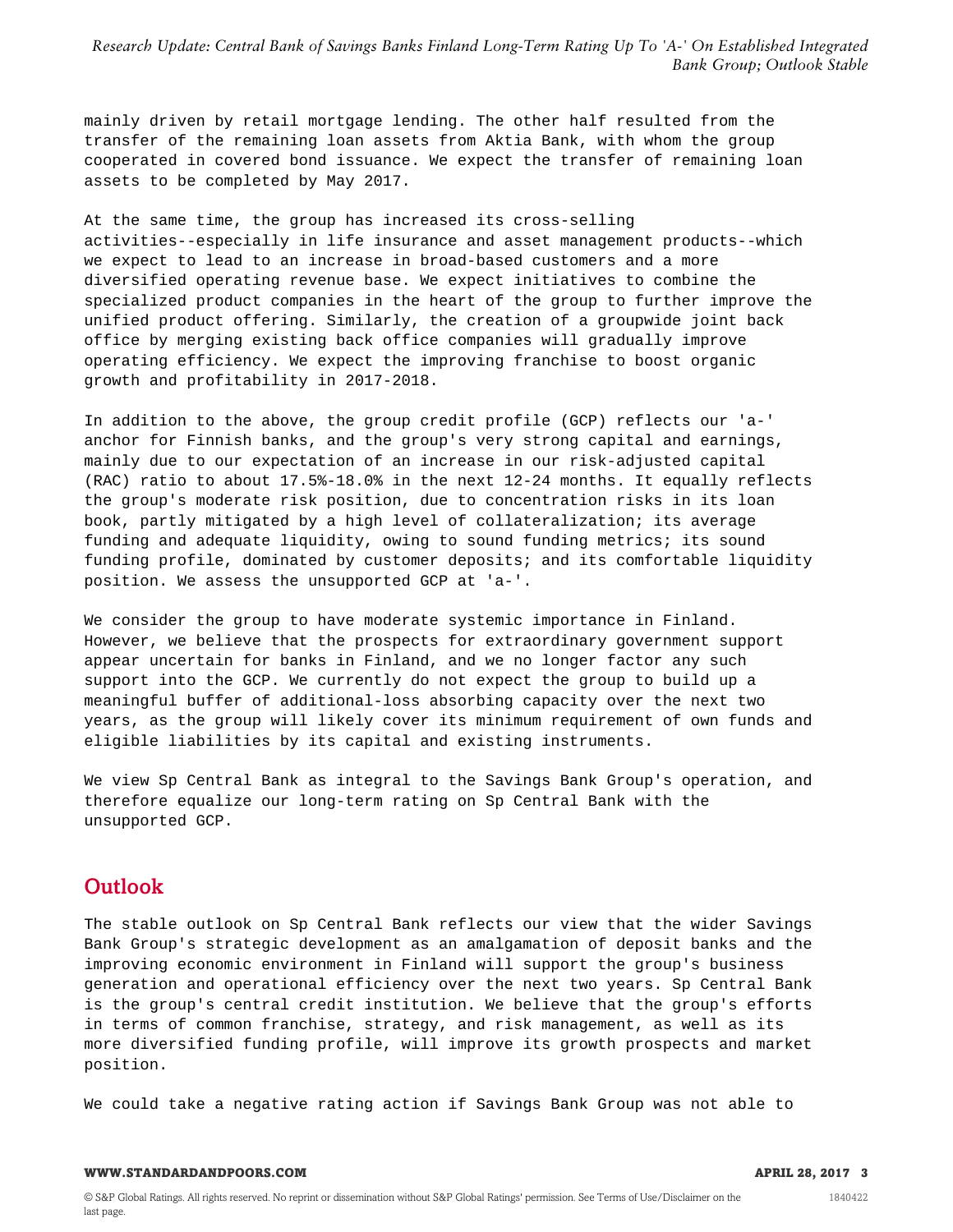mainly driven by retail mortgage lending. The other half resulted from the transfer of the remaining loan assets from Aktia Bank, with whom the group cooperated in covered bond issuance. We expect the transfer of remaining loan assets to be completed by May 2017.

At the same time, the group has increased its cross-selling activities--especially in life insurance and asset management products--which we expect to lead to an increase in broad-based customers and a more diversified operating revenue base. We expect initiatives to combine the specialized product companies in the heart of the group to further improve the unified product offering. Similarly, the creation of a groupwide joint back office by merging existing back office companies will gradually improve operating efficiency. We expect the improving franchise to boost organic growth and profitability in 2017-2018.

In addition to the above, the group credit profile (GCP) reflects our 'a-' anchor for Finnish banks, and the group's very strong capital and earnings, mainly due to our expectation of an increase in our risk-adjusted capital (RAC) ratio to about 17.5%-18.0% in the next 12-24 months. It equally reflects the group's moderate risk position, due to concentration risks in its loan book, partly mitigated by a high level of collateralization; its average funding and adequate liquidity, owing to sound funding metrics; its sound funding profile, dominated by customer deposits; and its comfortable liquidity position. We assess the unsupported GCP at 'a-'.

We consider the group to have moderate systemic importance in Finland. However, we believe that the prospects for extraordinary government support appear uncertain for banks in Finland, and we no longer factor any such support into the GCP. We currently do not expect the group to build up a meaningful buffer of additional-loss absorbing capacity over the next two years, as the group will likely cover its minimum requirement of own funds and eligible liabilities by its capital and existing instruments.

We view Sp Central Bank as integral to the Savings Bank Group's operation, and therefore equalize our long-term rating on Sp Central Bank with the unsupported GCP.

## Outlook

The stable outlook on Sp Central Bank reflects our view that the wider Savings Bank Group's strategic development as an amalgamation of deposit banks and the improving economic environment in Finland will support the group's business generation and operational efficiency over the next two years. Sp Central Bank is the group's central credit institution. We believe that the group's efforts in terms of common franchise, strategy, and risk management, as well as its more diversified funding profile, will improve its growth prospects and market position.

We could take a negative rating action if Savings Bank Group was not able to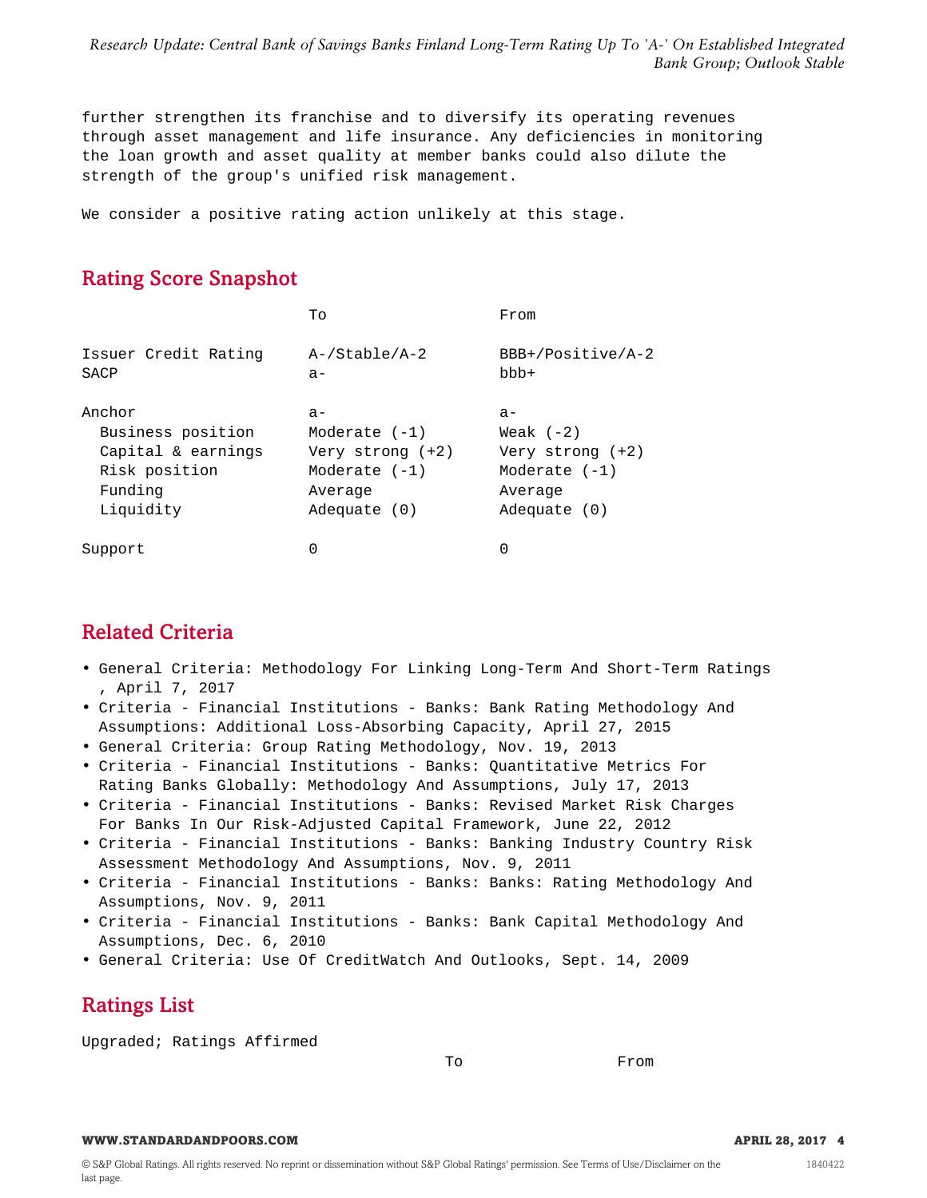further strengthen its franchise and to diversify its operating revenues through asset management and life insurance. Any deficiencies in monitoring the loan growth and asset quality at member banks could also dilute the strength of the group's unified risk management.

We consider a positive rating action unlikely at this stage.

## Rating Score Snapshot

| | To | From |
|---|---|---|
| Issuer Credit Rating | A-/Stable/A-2 | BBB+/Positive/A-2 |
| SACP | a- | bbb+ |
| | | |
| Anchor | a- | a- |
| Business position | Moderate (-1) | Weak (-2) |
| Capital & earnings | Very strong (+2) | Very strong (+2) |
| Risk position | Moderate (-1) | Moderate (-1) |
| Funding | Average | Average |
| Liquidity | Adequate (0) | Adequate (0) |
| | | |
| Support | 0 | 0 |

## Related Criteria

- General Criteria: Methodology For Linking Long-Term And Short-Term Ratings , April 7, 2017
- Criteria - Financial Institutions - Banks: Bank Rating Methodology And Assumptions: Additional Loss-Absorbing Capacity, April 27, 2015
- General Criteria: Group Rating Methodology, Nov. 19, 2013
- Criteria - Financial Institutions - Banks: Quantitative Metrics For Rating Banks Globally: Methodology And Assumptions, July 17, 2013
- Criteria - Financial Institutions - Banks: Revised Market Risk Charges For Banks In Our Risk-Adjusted Capital Framework, June 22, 2012
- Criteria - Financial Institutions - Banks: Banking Industry Country Risk Assessment Methodology And Assumptions, Nov. 9, 2011
- Criteria - Financial Institutions - Banks: Banks: Rating Methodology And Assumptions, Nov. 9, 2011
- Criteria - Financial Institutions - Banks: Bank Capital Methodology And Assumptions, Dec. 6, 2010
- General Criteria: Use Of CreditWatch And Outlooks, Sept. 14, 2009

## Ratings List

Upgraded; Ratings Affirmed

| | To | From |
|---|---|---|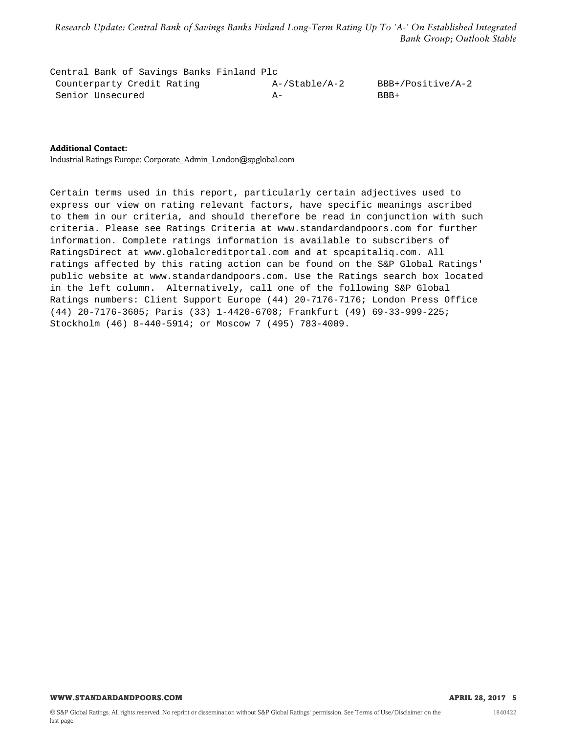| | | |
|---|---|---|
| Central Bank of Savings Banks Finland Plc | | |
| Counterparty Credit Rating | A-/Stable/A-2 | BBB+/Positive/A-2 |
| Senior Unsecured | A- | BBB+ |

**Additional Contact:**
Industrial Ratings Europe; Corporate_Admin_London@spglobal.com

Certain terms used in this report, particularly certain adjectives used to express our view on rating relevant factors, have specific meanings ascribed to them in our criteria, and should therefore be read in conjunction with such criteria. Please see Ratings Criteria at www.standardandpoors.com for further information. Complete ratings information is available to subscribers of RatingsDirect at www.globalcreditportal.com and at spcapitaliq.com. All ratings affected by this rating action can be found on the S&P Global Ratings' public website at www.standardandpoors.com. Use the Ratings search box located in the left column. Alternatively, call one of the following S&P Global Ratings numbers: Client Support Europe (44) 20-7176-7176; London Press Office (44) 20-7176-3605; Paris (33) 1-4420-6708; Frankfurt (49) 69-33-999-225; Stockholm (46) 8-440-5914; or Moscow 7 (495) 783-4009.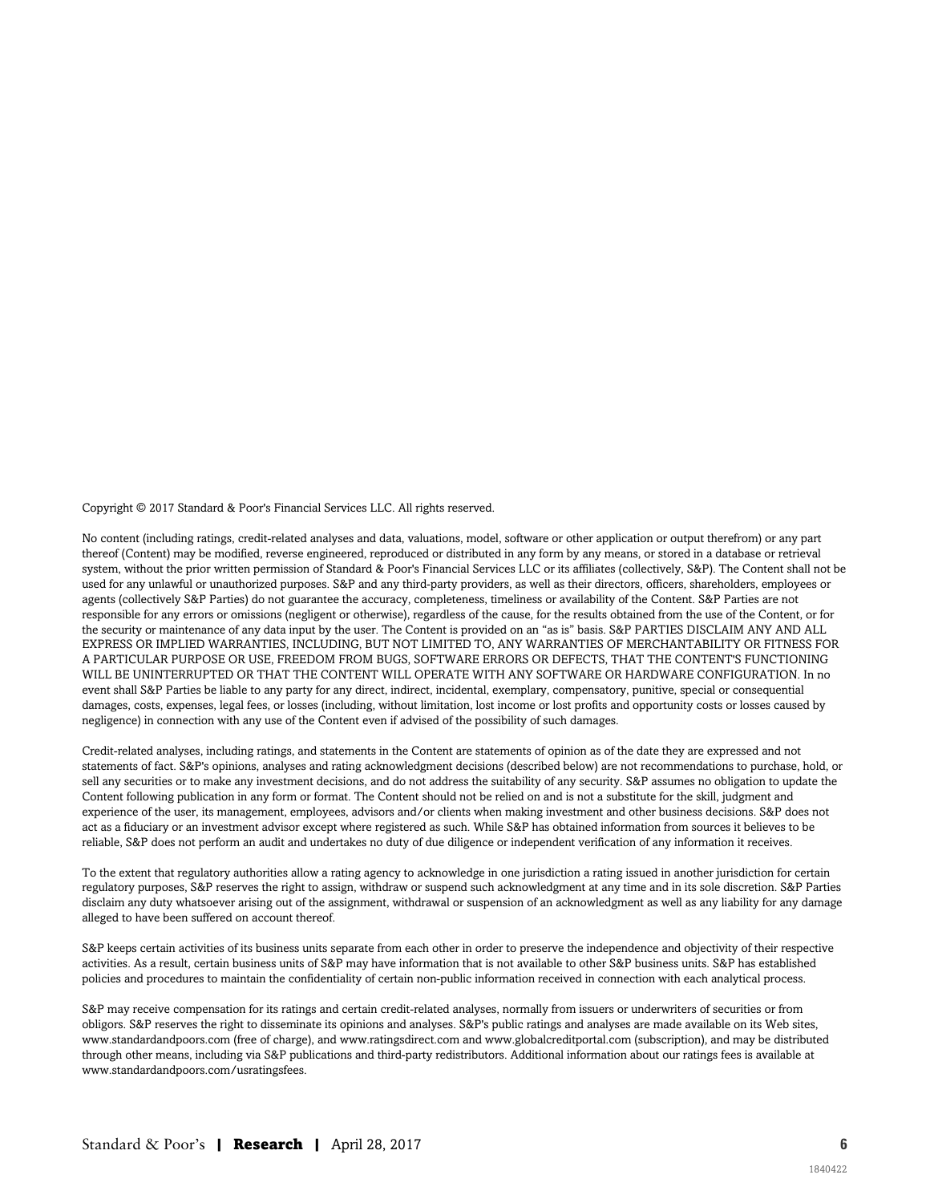Copyright © 2017 Standard & Poor's Financial Services LLC. All rights reserved.

No content (including ratings, credit-related analyses and data, valuations, model, software or other application or output therefrom) or any part thereof (Content) may be modified, reverse engineered, reproduced or distributed in any form by any means, or stored in a database or retrieval system, without the prior written permission of Standard & Poor's Financial Services LLC or its affiliates (collectively, S&P). The Content shall not be used for any unlawful or unauthorized purposes. S&P and any third-party providers, as well as their directors, officers, shareholders, employees or agents (collectively S&P Parties) do not guarantee the accuracy, completeness, timeliness or availability of the Content. S&P Parties are not responsible for any errors or omissions (negligent or otherwise), regardless of the cause, for the results obtained from the use of the Content, or for the security or maintenance of any data input by the user. The Content is provided on an "as is" basis. S&P PARTIES DISCLAIM ANY AND ALL EXPRESS OR IMPLIED WARRANTIES, INCLUDING, BUT NOT LIMITED TO, ANY WARRANTIES OF MERCHANTABILITY OR FITNESS FOR A PARTICULAR PURPOSE OR USE, FREEDOM FROM BUGS, SOFTWARE ERRORS OR DEFECTS, THAT THE CONTENT'S FUNCTIONING WILL BE UNINTERRUPTED OR THAT THE CONTENT WILL OPERATE WITH ANY SOFTWARE OR HARDWARE CONFIGURATION. In no event shall S&P Parties be liable to any party for any direct, indirect, incidental, exemplary, compensatory, punitive, special or consequential damages, costs, expenses, legal fees, or losses (including, without limitation, lost income or lost profits and opportunity costs or losses caused by negligence) in connection with any use of the Content even if advised of the possibility of such damages.

Credit-related analyses, including ratings, and statements in the Content are statements of opinion as of the date they are expressed and not statements of fact. S&P's opinions, analyses and rating acknowledgment decisions (described below) are not recommendations to purchase, hold, or sell any securities or to make any investment decisions, and do not address the suitability of any security. S&P assumes no obligation to update the Content following publication in any form or format. The Content should not be relied on and is not a substitute for the skill, judgment and experience of the user, its management, employees, advisors and/or clients when making investment and other business decisions. S&P does not act as a fiduciary or an investment advisor except where registered as such. While S&P has obtained information from sources it believes to be reliable, S&P does not perform an audit and undertakes no duty of due diligence or independent verification of any information it receives.

To the extent that regulatory authorities allow a rating agency to acknowledge in one jurisdiction a rating issued in another jurisdiction for certain regulatory purposes, S&P reserves the right to assign, withdraw or suspend such acknowledgment at any time and in its sole discretion. S&P Parties disclaim any duty whatsoever arising out of the assignment, withdrawal or suspension of an acknowledgment as well as any liability for any damage alleged to have been suffered on account thereof.

S&P keeps certain activities of its business units separate from each other in order to preserve the independence and objectivity of their respective activities. As a result, certain business units of S&P may have information that is not available to other S&P business units. S&P has established policies and procedures to maintain the confidentiality of certain non-public information received in connection with each analytical process.

S&P may receive compensation for its ratings and certain credit-related analyses, normally from issuers or underwriters of securities or from obligors. S&P reserves the right to disseminate its opinions and analyses. S&P's public ratings and analyses are made available on its Web sites, www.standardandpoors.com (free of charge), and www.ratingsdirect.com and www.globalcreditportal.com (subscription), and may be distributed through other means, including via S&P publications and third-party redistributors. Additional information about our ratings fees is available at www.standardandpoors.com/usratingsfees.